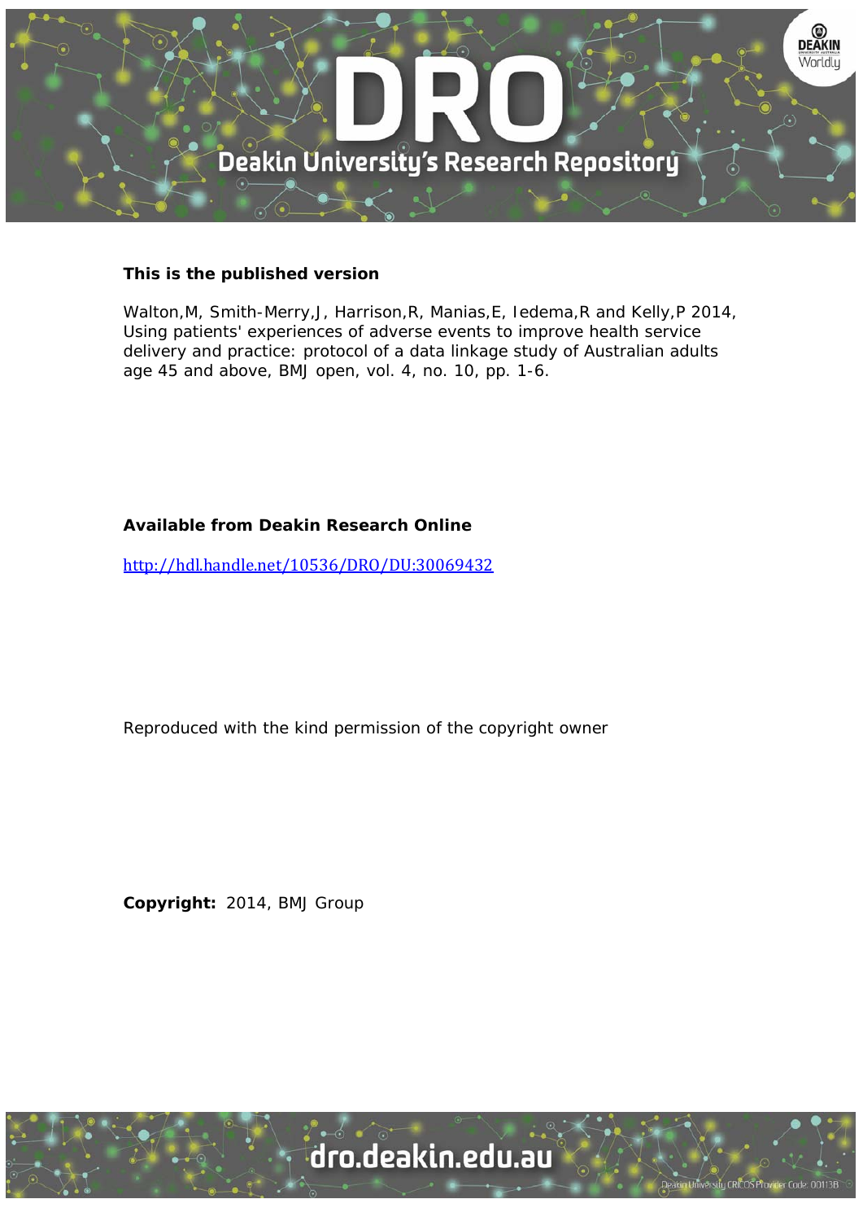**This is the published version**

Walton,M, Smith-Merry,J, Harrison,R, Manias,E, Iedema,R and Kelly,P 2014, Using patients' experiences of adverse events to improve health service delivery and practice: protocol of a data linkage study of Australian adults age 45 and above, BMJ open, vol. 4, no. 10, pp. 1-6.

**Available from Deakin Research Online**

http://hdl.handle.net/10536/DRO/DU:30069432

Reproduced with the kind permission of the copyright owner

**Copyright:** 2014, BMJ Group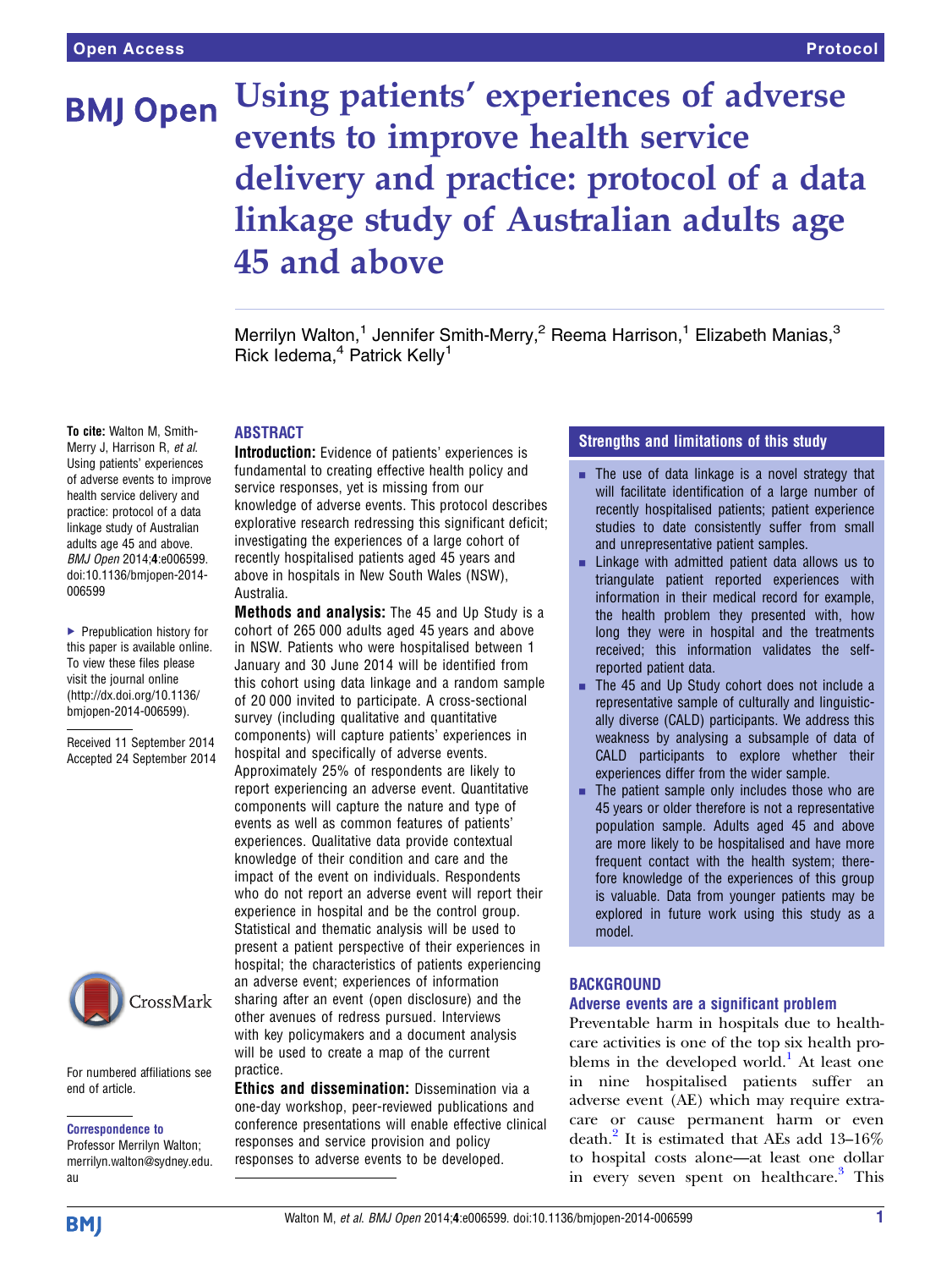# Using patients' experiences of adverse events to improve health service delivery and practice: protocol of a data linkage study of Australian adults age 45 and above

Merrilyn Walton,[1] Jennifer Smith-Merry,[2] Reema Harrison,[1] Elizabeth Manias,[3] Rick Iedema,[4] Patrick Kelly[1]

**To cite:** Walton M, Smith-Merry J, Harrison R, *et al*. Using patients' experiences of adverse events to improve health service delivery and practice: protocol of a data linkage study of Australian adults age 45 and above. *BMJ Open* 2014;**4**:e006599. doi:10.1136/bmjopen-2014-006599

▸ Prepublication history for this paper is available online. To view these files please visit the journal online (http://dx.doi.org/10.1136/bmjopen-2014-006599).

Received 11 September 2014
Accepted 24 September 2014

For numbered affiliations see end of article.

**Correspondence to**
Professor Merrilyn Walton; merrilyn.walton@sydney.edu.au

## ABSTRACT

**Introduction:** Evidence of patients' experiences is fundamental to creating effective health policy and service responses, yet is missing from our knowledge of adverse events. This protocol describes explorative research redressing this significant deficit; investigating the experiences of a large cohort of recently hospitalised patients aged 45 years and above in hospitals in New South Wales (NSW), Australia.

**Methods and analysis:** The 45 and Up Study is a cohort of 265 000 adults aged 45 years and above in NSW. Patients who were hospitalised between 1 January and 30 June 2014 will be identified from this cohort using data linkage and a random sample of 20 000 invited to participate. A cross-sectional survey (including qualitative and quantitative components) will capture patients' experiences in hospital and specifically of adverse events. Approximately 25% of respondents are likely to report experiencing an adverse event. Quantitative components will capture the nature and type of events as well as common features of patients' experiences. Qualitative data provide contextual knowledge of their condition and care and the impact of the event on individuals. Respondents who do not report an adverse event will report their experience in hospital and be the control group. Statistical and thematic analysis will be used to present a patient perspective of their experiences in hospital; the characteristics of patients experiencing an adverse event; experiences of information sharing after an event (open disclosure) and the other avenues of redress pursued. Interviews with key policymakers and a document analysis will be used to create a map of the current practice.

**Ethics and dissemination:** Dissemination via a one-day workshop, peer-reviewed publications and conference presentations will enable effective clinical responses and service provision and policy responses to adverse events to be developed.

## Strengths and limitations of this study

- The use of data linkage is a novel strategy that will facilitate identification of a large number of recently hospitalised patients; patient experience studies to date consistently suffer from small and unrepresentative patient samples.
- Linkage with admitted patient data allows us to triangulate patient reported experiences with information in their medical record for example, the health problem they presented with, how long they were in hospital and the treatments received; this information validates the self-reported patient data.
- The 45 and Up Study cohort does not include a representative sample of culturally and linguistically diverse (CALD) participants. We address this weakness by analysing a subsample of data of CALD participants to explore whether their experiences differ from the wider sample.
- The patient sample only includes those who are 45 years or older therefore is not a representative population sample. Adults aged 45 and above are more likely to be hospitalised and have more frequent contact with the health system; therefore knowledge of the experiences of this group is valuable. Data from younger patients may be explored in future work using this study as a model.

## BACKGROUND

### Adverse events are a significant problem

Preventable harm in hospitals due to healthcare activities is one of the top six health problems in the developed world.[1] At least one in nine hospitalised patients suffer an adverse event (AE) which may require extra-care or cause permanent harm or even death.[2] It is estimated that AEs add 13–16% to hospital costs alone—at least one dollar in every seven spent on healthcare.[3] This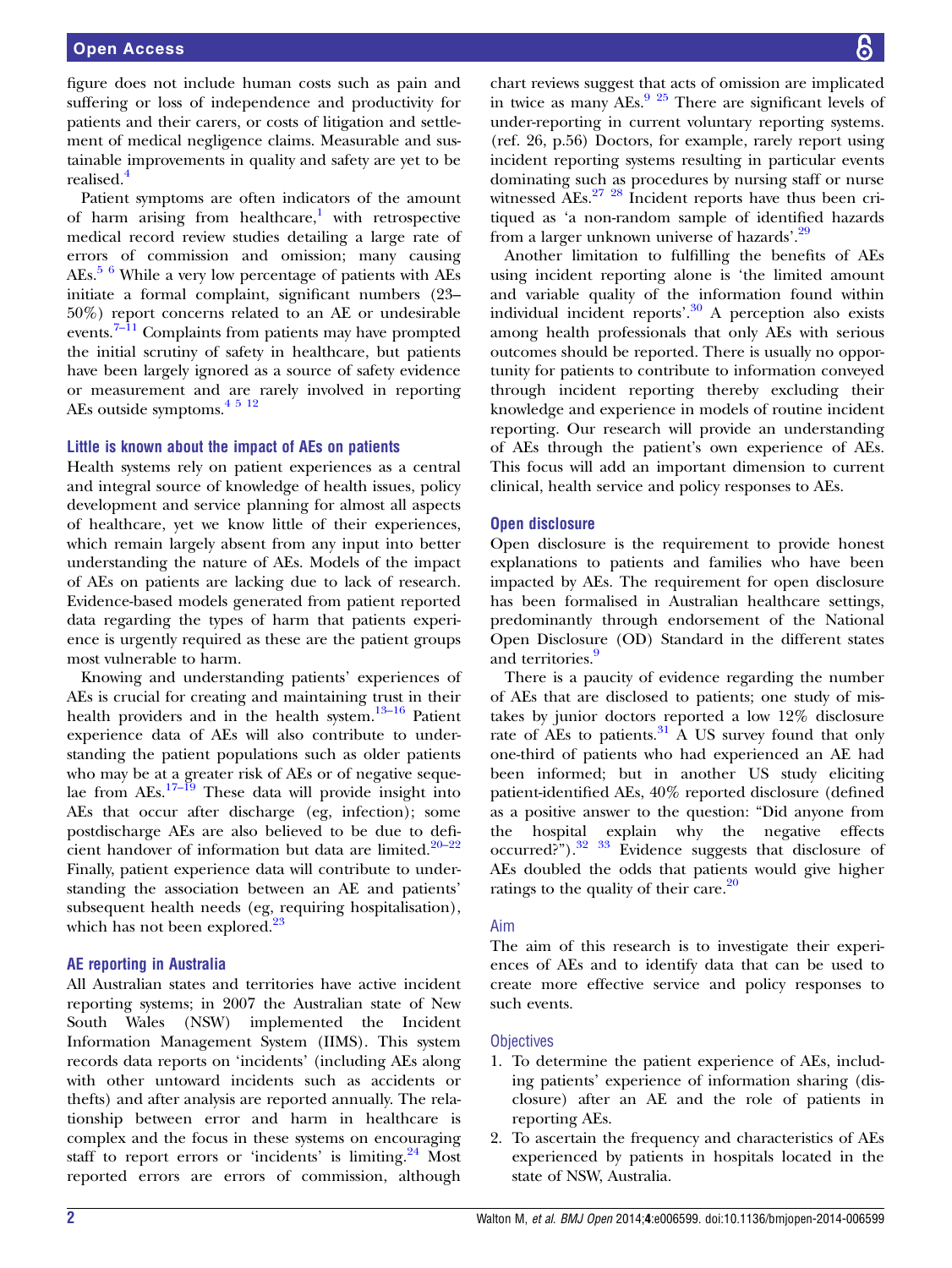figure does not include human costs such as pain and suffering or loss of independence and productivity for patients and their carers, or costs of litigation and settlement of medical negligence claims. Measurable and sustainable improvements in quality and safety are yet to be realised.[4]

Patient symptoms are often indicators of the amount of harm arising from healthcare,[1] with retrospective medical record review studies detailing a large rate of errors of commission and omission; many causing AEs.[5 6] While a very low percentage of patients with AEs initiate a formal complaint, significant numbers (23–50%) report concerns related to an AE or undesirable events.[7–11] Complaints from patients may have prompted the initial scrutiny of safety in healthcare, but patients have been largely ignored as a source of safety evidence or measurement and are rarely involved in reporting AEs outside symptoms.[4 5 12]

### Little is known about the impact of AEs on patients

Health systems rely on patient experiences as a central and integral source of knowledge of health issues, policy development and service planning for almost all aspects of healthcare, yet we know little of their experiences, which remain largely absent from any input into better understanding the nature of AEs. Models of the impact of AEs on patients are lacking due to lack of research. Evidence-based models generated from patient reported data regarding the types of harm that patients experience is urgently required as these are the patient groups most vulnerable to harm.

Knowing and understanding patients' experiences of AEs is crucial for creating and maintaining trust in their health providers and in the health system.[13–16] Patient experience data of AEs will also contribute to understanding the patient populations such as older patients who may be at a greater risk of AEs or of negative sequelae from AEs.[17–19] These data will provide insight into AEs that occur after discharge (eg, infection); some postdischarge AEs are also believed to be due to deficient handover of information but data are limited.[20–22] Finally, patient experience data will contribute to understanding the association between an AE and patients' subsequent health needs (eg, requiring hospitalisation), which has not been explored.[23]

### AE reporting in Australia

All Australian states and territories have active incident reporting systems; in 2007 the Australian state of New South Wales (NSW) implemented the Incident Information Management System (IIMS). This system records data reports on 'incidents' (including AEs along with other untoward incidents such as accidents or thefts) and after analysis are reported annually. The relationship between error and harm in healthcare is complex and the focus in these systems on encouraging staff to report errors or 'incidents' is limiting.[24] Most reported errors are errors of commission, although chart reviews suggest that acts of omission are implicated in twice as many AEs.[9 25] There are significant levels of under-reporting in current voluntary reporting systems. (ref. 26, p.56) Doctors, for example, rarely report using incident reporting systems resulting in particular events dominating such as procedures by nursing staff or nurse witnessed AEs.[27 28] Incident reports have thus been critiqued as 'a non-random sample of identified hazards from a larger unknown universe of hazards'.[29]

Another limitation to fulfilling the benefits of AEs using incident reporting alone is 'the limited amount and variable quality of the information found within individual incident reports'.[30] A perception also exists among health professionals that only AEs with serious outcomes should be reported. There is usually no opportunity for patients to contribute to information conveyed through incident reporting thereby excluding their knowledge and experience in models of routine incident reporting. Our research will provide an understanding of AEs through the patient's own experience of AEs. This focus will add an important dimension to current clinical, health service and policy responses to AEs.

### Open disclosure

Open disclosure is the requirement to provide honest explanations to patients and families who have been impacted by AEs. The requirement for open disclosure has been formalised in Australian healthcare settings, predominantly through endorsement of the National Open Disclosure (OD) Standard in the different states and territories.[9]

There is a paucity of evidence regarding the number of AEs that are disclosed to patients; one study of mistakes by junior doctors reported a low 12% disclosure rate of AEs to patients.[31] A US survey found that only one-third of patients who had experienced an AE had been informed; but in another US study eliciting patient-identified AEs, 40% reported disclosure (defined as a positive answer to the question: "Did anyone from the hospital explain why the negative effects occurred?").[32 33] Evidence suggests that disclosure of AEs doubled the odds that patients would give higher ratings to the quality of their care.[20]

### Aim

The aim of this research is to investigate their experiences of AEs and to identify data that can be used to create more effective service and policy responses to such events.

### Objectives

1. To determine the patient experience of AEs, including patients' experience of information sharing (disclosure) after an AE and the role of patients in reporting AEs.
2. To ascertain the frequency and characteristics of AEs experienced by patients in hospitals located in the state of NSW, Australia.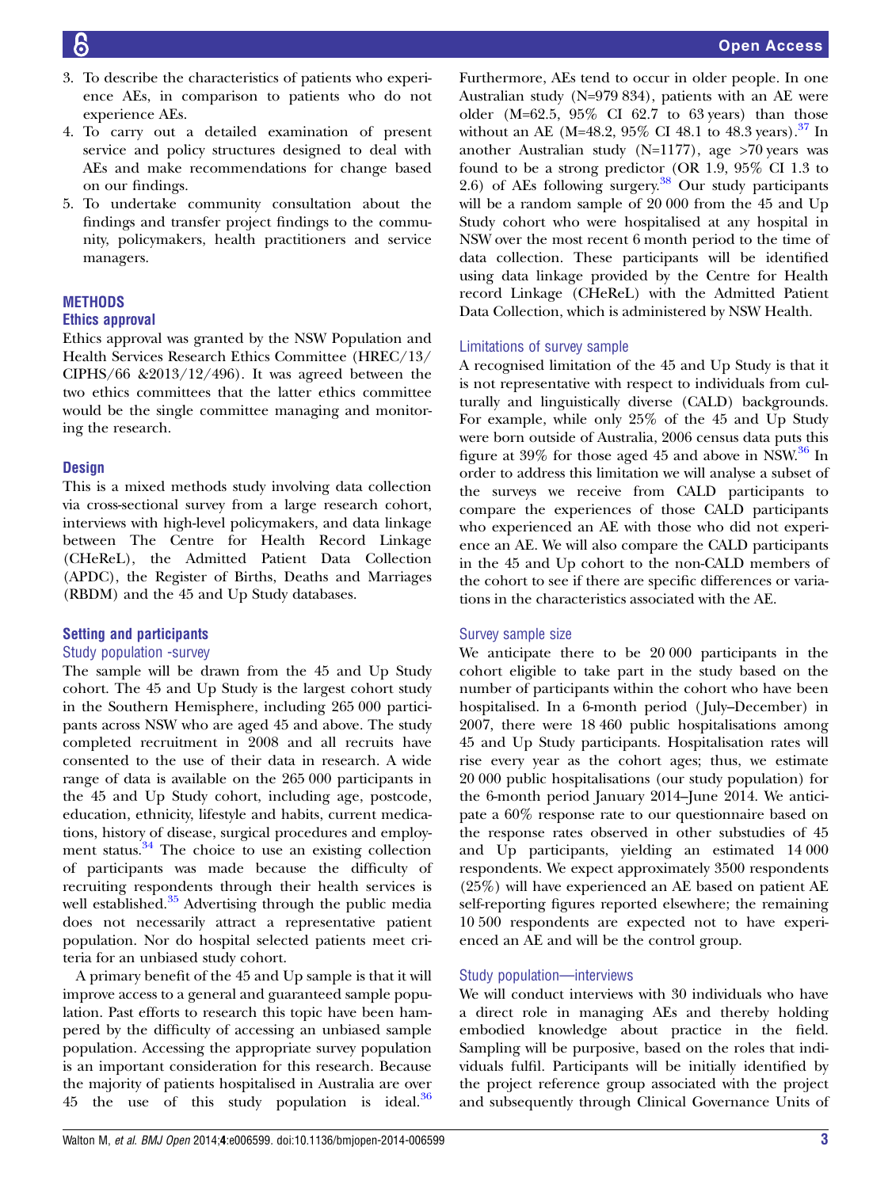3. To describe the characteristics of patients who experience AEs, in comparison to patients who do not experience AEs.
4. To carry out a detailed examination of present service and policy structures designed to deal with AEs and make recommendations for change based on our findings.
5. To undertake community consultation about the findings and transfer project findings to the community, policymakers, health practitioners and service managers.

## METHODS

### Ethics approval

Ethics approval was granted by the NSW Population and Health Services Research Ethics Committee (HREC/13/CIPHS/66 &2013/12/496). It was agreed between the two ethics committees that the latter ethics committee would be the single committee managing and monitoring the research.

### Design

This is a mixed methods study involving data collection via cross-sectional survey from a large research cohort, interviews with high-level policymakers, and data linkage between The Centre for Health Record Linkage (CHeReL), the Admitted Patient Data Collection (APDC), the Register of Births, Deaths and Marriages (RBDM) and the 45 and Up Study databases.

### Setting and participants

#### Study population -survey

The sample will be drawn from the 45 and Up Study cohort. The 45 and Up Study is the largest cohort study in the Southern Hemisphere, including 265 000 participants across NSW who are aged 45 and above. The study completed recruitment in 2008 and all recruits have consented to the use of their data in research. A wide range of data is available on the 265 000 participants in the 45 and Up Study cohort, including age, postcode, education, ethnicity, lifestyle and habits, current medications, history of disease, surgical procedures and employment status.[34] The choice to use an existing collection of participants was made because the difficulty of recruiting respondents through their health services is well established.[35] Advertising through the public media does not necessarily attract a representative patient population. Nor do hospital selected patients meet criteria for an unbiased study cohort.

A primary benefit of the 45 and Up sample is that it will improve access to a general and guaranteed sample population. Past efforts to research this topic have been hampered by the difficulty of accessing an unbiased sample population. Accessing the appropriate survey population is an important consideration for this research. Because the majority of patients hospitalised in Australia are over 45 the use of this study population is ideal.[36] Furthermore, AEs tend to occur in older people. In one Australian study (N=979 834), patients with an AE were older (M=62.5, 95% CI 62.7 to 63 years) than those without an AE (M=48.2, 95% CI 48.1 to 48.3 years).[37] In another Australian study (N=1177), age >70 years was found to be a strong predictor (OR 1.9, 95% CI 1.3 to 2.6) of AEs following surgery.[38] Our study participants will be a random sample of 20 000 from the 45 and Up Study cohort who were hospitalised at any hospital in NSW over the most recent 6 month period to the time of data collection. These participants will be identified using data linkage provided by the Centre for Health record Linkage (CHeReL) with the Admitted Patient Data Collection, which is administered by NSW Health.

#### Limitations of survey sample

A recognised limitation of the 45 and Up Study is that it is not representative with respect to individuals from culturally and linguistically diverse (CALD) backgrounds. For example, while only 25% of the 45 and Up Study were born outside of Australia, 2006 census data puts this figure at 39% for those aged 45 and above in NSW.[36] In order to address this limitation we will analyse a subset of the surveys we receive from CALD participants to compare the experiences of those CALD participants who experienced an AE with those who did not experience an AE. We will also compare the CALD participants in the 45 and Up cohort to the non-CALD members of the cohort to see if there are specific differences or variations in the characteristics associated with the AE.

#### Survey sample size

We anticipate there to be 20 000 participants in the cohort eligible to take part in the study based on the number of participants within the cohort who have been hospitalised. In a 6-month period (July–December) in 2007, there were 18 460 public hospitalisations among 45 and Up Study participants. Hospitalisation rates will rise every year as the cohort ages; thus, we estimate 20 000 public hospitalisations (our study population) for the 6-month period January 2014–June 2014. We anticipate a 60% response rate to our questionnaire based on the response rates observed in other substudies of 45 and Up participants, yielding an estimated 14 000 respondents. We expect approximately 3500 respondents (25%) will have experienced an AE based on patient AE self-reporting figures reported elsewhere; the remaining 10 500 respondents are expected not to have experienced an AE and will be the control group.

#### Study population—interviews

We will conduct interviews with 30 individuals who have a direct role in managing AEs and thereby holding embodied knowledge about practice in the field. Sampling will be purposive, based on the roles that individuals fulfil. Participants will be initially identified by the project reference group associated with the project and subsequently through Clinical Governance Units of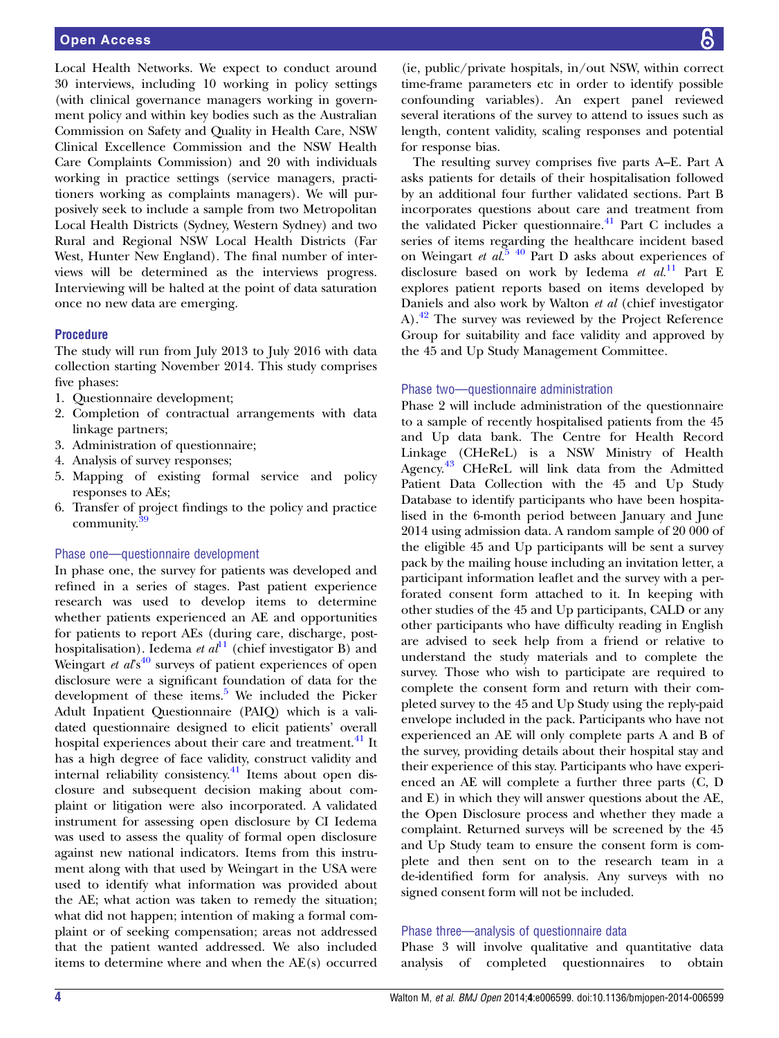Local Health Networks. We expect to conduct around 30 interviews, including 10 working in policy settings (with clinical governance managers working in government policy and within key bodies such as the Australian Commission on Safety and Quality in Health Care, NSW Clinical Excellence Commission and the NSW Health Care Complaints Commission) and 20 with individuals working in practice settings (service managers, practitioners working as complaints managers). We will purposively seek to include a sample from two Metropolitan Local Health Districts (Sydney, Western Sydney) and two Rural and Regional NSW Local Health Districts (Far West, Hunter New England). The final number of interviews will be determined as the interviews progress. Interviewing will be halted at the point of data saturation once no new data are emerging.

## Procedure

The study will run from July 2013 to July 2016 with data collection starting November 2014. This study comprises five phases:

1. Questionnaire development;
2. Completion of contractual arrangements with data linkage partners;
3. Administration of questionnaire;
4. Analysis of survey responses;
5. Mapping of existing formal service and policy responses to AEs;
6. Transfer of project findings to the policy and practice community.[39]

### Phase one—questionnaire development

In phase one, the survey for patients was developed and refined in a series of stages. Past patient experience research was used to develop items to determine whether patients experienced an AE and opportunities for patients to report AEs (during care, discharge, post-hospitalisation). Iedema *et al*[11] (chief investigator B) and Weingart *et al*'s[40] surveys of patient experiences of open disclosure were a significant foundation of data for the development of these items.[5] We included the Picker Adult Inpatient Questionnaire (PAIQ) which is a validated questionnaire designed to elicit patients' overall hospital experiences about their care and treatment.[41] It has a high degree of face validity, construct validity and internal reliability consistency.[41] Items about open disclosure and subsequent decision making about complaint or litigation were also incorporated. A validated instrument for assessing open disclosure by CI Iedema was used to assess the quality of formal open disclosure against new national indicators. Items from this instrument along with that used by Weingart in the USA were used to identify what information was provided about the AE; what action was taken to remedy the situation; what did not happen; intention of making a formal complaint or of seeking compensation; areas not addressed that the patient wanted addressed. We also included items to determine where and when the AE(s) occurred (ie, public/private hospitals, in/out NSW, within correct time-frame parameters etc in order to identify possible confounding variables). An expert panel reviewed several iterations of the survey to attend to issues such as length, content validity, scaling responses and potential for response bias.

The resulting survey comprises five parts A–E. Part A asks patients for details of their hospitalisation followed by an additional four further validated sections. Part B incorporates questions about care and treatment from the validated Picker questionnaire.[41] Part C includes a series of items regarding the healthcare incident based on Weingart *et al*.[5 40] Part D asks about experiences of disclosure based on work by Iedema *et al*.[11] Part E explores patient reports based on items developed by Daniels and also work by Walton *et al* (chief investigator A).[42] The survey was reviewed by the Project Reference Group for suitability and face validity and approved by the 45 and Up Study Management Committee.

### Phase two—questionnaire administration

Phase 2 will include administration of the questionnaire to a sample of recently hospitalised patients from the 45 and Up data bank. The Centre for Health Record Linkage (CHeReL) is a NSW Ministry of Health Agency.[43] CHeReL will link data from the Admitted Patient Data Collection with the 45 and Up Study Database to identify participants who have been hospitalised in the 6-month period between January and June 2014 using admission data. A random sample of 20 000 of the eligible 45 and Up participants will be sent a survey pack by the mailing house including an invitation letter, a participant information leaflet and the survey with a perforated consent form attached to it. In keeping with other studies of the 45 and Up participants, CALD or any other participants who have difficulty reading in English are advised to seek help from a friend or relative to understand the study materials and to complete the survey. Those who wish to participate are required to complete the consent form and return with their completed survey to the 45 and Up Study using the reply-paid envelope included in the pack. Participants who have not experienced an AE will only complete parts A and B of the survey, providing details about their hospital stay and their experience of this stay. Participants who have experienced an AE will complete a further three parts (C, D and E) in which they will answer questions about the AE, the Open Disclosure process and whether they made a complaint. Returned surveys will be screened by the 45 and Up Study team to ensure the consent form is complete and then sent on to the research team in a de-identified form for analysis. Any surveys with no signed consent form will not be included.

### Phase three—analysis of questionnaire data

Phase 3 will involve qualitative and quantitative data analysis of completed questionnaires to obtain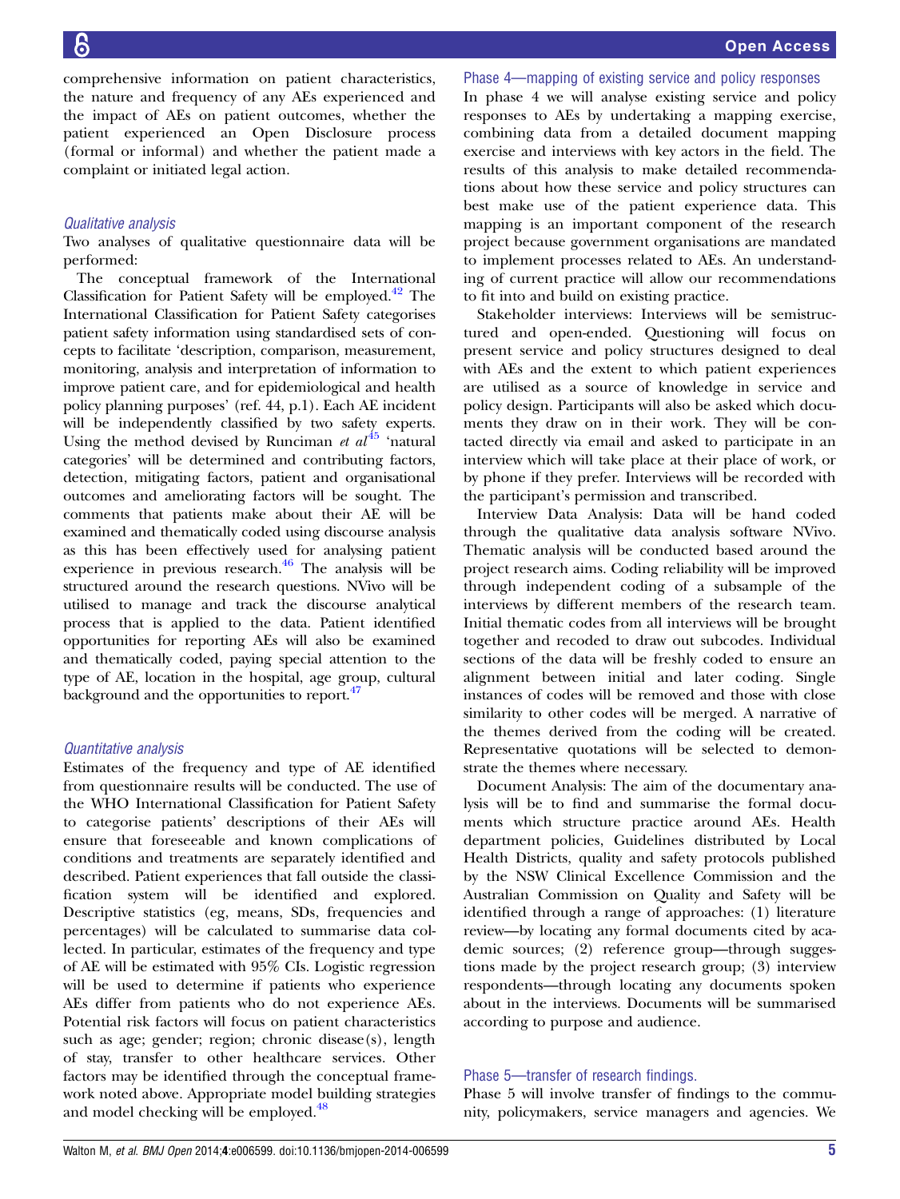comprehensive information on patient characteristics, the nature and frequency of any AEs experienced and the impact of AEs on patient outcomes, whether the patient experienced an Open Disclosure process (formal or informal) and whether the patient made a complaint or initiated legal action.

### *Qualitative analysis*

Two analyses of qualitative questionnaire data will be performed:

The conceptual framework of the International Classification for Patient Safety will be employed.[42] The International Classification for Patient Safety categorises patient safety information using standardised sets of concepts to facilitate 'description, comparison, measurement, monitoring, analysis and interpretation of information to improve patient care, and for epidemiological and health policy planning purposes' (ref. 44, p.1). Each AE incident will be independently classified by two safety experts. Using the method devised by Runciman *et al*[45] 'natural categories' will be determined and contributing factors, detection, mitigating factors, patient and organisational outcomes and ameliorating factors will be sought. The comments that patients make about their AE will be examined and thematically coded using discourse analysis as this has been effectively used for analysing patient experience in previous research.[46] The analysis will be structured around the research questions. NVivo will be utilised to manage and track the discourse analytical process that is applied to the data. Patient identified opportunities for reporting AEs will also be examined and thematically coded, paying special attention to the type of AE, location in the hospital, age group, cultural background and the opportunities to report.[47]

### *Quantitative analysis*

Estimates of the frequency and type of AE identified from questionnaire results will be conducted. The use of the WHO International Classification for Patient Safety to categorise patients' descriptions of their AEs will ensure that foreseeable and known complications of conditions and treatments are separately identified and described. Patient experiences that fall outside the classification system will be identified and explored. Descriptive statistics (eg, means, SDs, frequencies and percentages) will be calculated to summarise data collected. In particular, estimates of the frequency and type of AE will be estimated with 95% CIs. Logistic regression will be used to determine if patients who experience AEs differ from patients who do not experience AEs. Potential risk factors will focus on patient characteristics such as age; gender; region; chronic disease(s), length of stay, transfer to other healthcare services. Other factors may be identified through the conceptual framework noted above. Appropriate model building strategies and model checking will be employed.[48]

### Phase 4—mapping of existing service and policy responses

In phase 4 we will analyse existing service and policy responses to AEs by undertaking a mapping exercise, combining data from a detailed document mapping exercise and interviews with key actors in the field. The results of this analysis to make detailed recommendations about how these service and policy structures can best make use of the patient experience data. This mapping is an important component of the research project because government organisations are mandated to implement processes related to AEs. An understanding of current practice will allow our recommendations to fit into and build on existing practice.

Stakeholder interviews: Interviews will be semistructured and open-ended. Questioning will focus on present service and policy structures designed to deal with AEs and the extent to which patient experiences are utilised as a source of knowledge in service and policy design. Participants will also be asked which documents they draw on in their work. They will be contacted directly via email and asked to participate in an interview which will take place at their place of work, or by phone if they prefer. Interviews will be recorded with the participant's permission and transcribed.

Interview Data Analysis: Data will be hand coded through the qualitative data analysis software NVivo. Thematic analysis will be conducted based around the project research aims. Coding reliability will be improved through independent coding of a subsample of the interviews by different members of the research team. Initial thematic codes from all interviews will be brought together and recoded to draw out subcodes. Individual sections of the data will be freshly coded to ensure an alignment between initial and later coding. Single instances of codes will be removed and those with close similarity to other codes will be merged. A narrative of the themes derived from the coding will be created. Representative quotations will be selected to demonstrate the themes where necessary.

Document Analysis: The aim of the documentary analysis will be to find and summarise the formal documents which structure practice around AEs. Health department policies, Guidelines distributed by Local Health Districts, quality and safety protocols published by the NSW Clinical Excellence Commission and the Australian Commission on Quality and Safety will be identified through a range of approaches: (1) literature review—by locating any formal documents cited by academic sources; (2) reference group—through suggestions made by the project research group; (3) interview respondents—through locating any documents spoken about in the interviews. Documents will be summarised according to purpose and audience.

### Phase 5—transfer of research findings.

Phase 5 will involve transfer of findings to the community, policymakers, service managers and agencies. We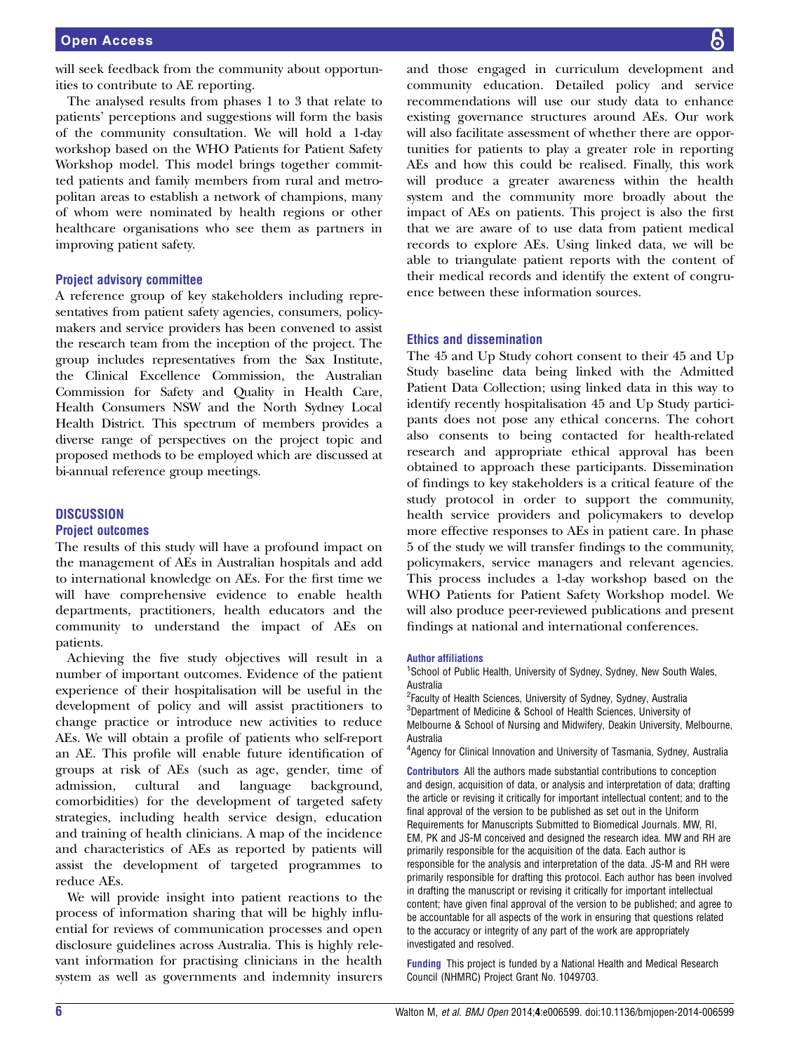will seek feedback from the community about opportunities to contribute to AE reporting.

The analysed results from phases 1 to 3 that relate to patients' perceptions and suggestions will form the basis of the community consultation. We will hold a 1-day workshop based on the WHO Patients for Patient Safety Workshop model. This model brings together committed patients and family members from rural and metropolitan areas to establish a network of champions, many of whom were nominated by health regions or other healthcare organisations who see them as partners in improving patient safety.

### Project advisory committee

A reference group of key stakeholders including representatives from patient safety agencies, consumers, policymakers and service providers has been convened to assist the research team from the inception of the project. The group includes representatives from the Sax Institute, the Clinical Excellence Commission, the Australian Commission for Safety and Quality in Health Care, Health Consumers NSW and the North Sydney Local Health District. This spectrum of members provides a diverse range of perspectives on the project topic and proposed methods to be employed which are discussed at bi-annual reference group meetings.

## DISCUSSION

### Project outcomes

The results of this study will have a profound impact on the management of AEs in Australian hospitals and add to international knowledge on AEs. For the first time we will have comprehensive evidence to enable health departments, practitioners, health educators and the community to understand the impact of AEs on patients.

Achieving the five study objectives will result in a number of important outcomes. Evidence of the patient experience of their hospitalisation will be useful in the development of policy and will assist practitioners to change practice or introduce new activities to reduce AEs. We will obtain a profile of patients who self-report an AE. This profile will enable future identification of groups at risk of AEs (such as age, gender, time of admission, cultural and language background, comorbidities) for the development of targeted safety strategies, including health service design, education and training of health clinicians. A map of the incidence and characteristics of AEs as reported by patients will assist the development of targeted programmes to reduce AEs.

We will provide insight into patient reactions to the process of information sharing that will be highly influential for reviews of communication processes and open disclosure guidelines across Australia. This is highly relevant information for practising clinicians in the health system as well as governments and indemnity insurers and those engaged in curriculum development and community education. Detailed policy and service recommendations will use our study data to enhance existing governance structures around AEs. Our work will also facilitate assessment of whether there are opportunities for patients to play a greater role in reporting AEs and how this could be realised. Finally, this work will produce a greater awareness within the health system and the community more broadly about the impact of AEs on patients. This project is also the first that we are aware of to use data from patient medical records to explore AEs. Using linked data, we will be able to triangulate patient reports with the content of their medical records and identify the extent of congruence between these information sources.

### Ethics and dissemination

The 45 and Up Study cohort consent to their 45 and Up Study baseline data being linked with the Admitted Patient Data Collection; using linked data in this way to identify recently hospitalisation 45 and Up Study participants does not pose any ethical concerns. The cohort also consents to being contacted for health-related research and appropriate ethical approval has been obtained to approach these participants. Dissemination of findings to key stakeholders is a critical feature of the study protocol in order to support the community, health service providers and policymakers to develop more effective responses to AEs in patient care. In phase 5 of the study we will transfer findings to the community, policymakers, service managers and relevant agencies. This process includes a 1-day workshop based on the WHO Patients for Patient Safety Workshop model. We will also produce peer-reviewed publications and present findings at national and international conferences.

**Author affiliations**

[1]School of Public Health, University of Sydney, Sydney, New South Wales, Australia

[2]Faculty of Health Sciences, University of Sydney, Sydney, Australia

[3]Department of Medicine & School of Health Sciences, University of Melbourne & School of Nursing and Midwifery, Deakin University, Melbourne, Australia

[4]Agency for Clinical Innovation and University of Tasmania, Sydney, Australia

**Contributors** All the authors made substantial contributions to conception and design, acquisition of data, or analysis and interpretation of data; drafting the article or revising it critically for important intellectual content; and to the final approval of the version to be published as set out in the Uniform Requirements for Manuscripts Submitted to Biomedical Journals. MW, RI, EM, PK and JS-M conceived and designed the research idea. MW and RH are primarily responsible for the acquisition of the data. Each author is responsible for the analysis and interpretation of the data. JS-M and RH were primarily responsible for drafting this protocol. Each author has been involved in drafting the manuscript or revising it critically for important intellectual content; have given final approval of the version to be published; and agree to be accountable for all aspects of the work in ensuring that questions related to the accuracy or integrity of any part of the work are appropriately investigated and resolved.

**Funding** This project is funded by a National Health and Medical Research Council (NHMRC) Project Grant No. 1049703.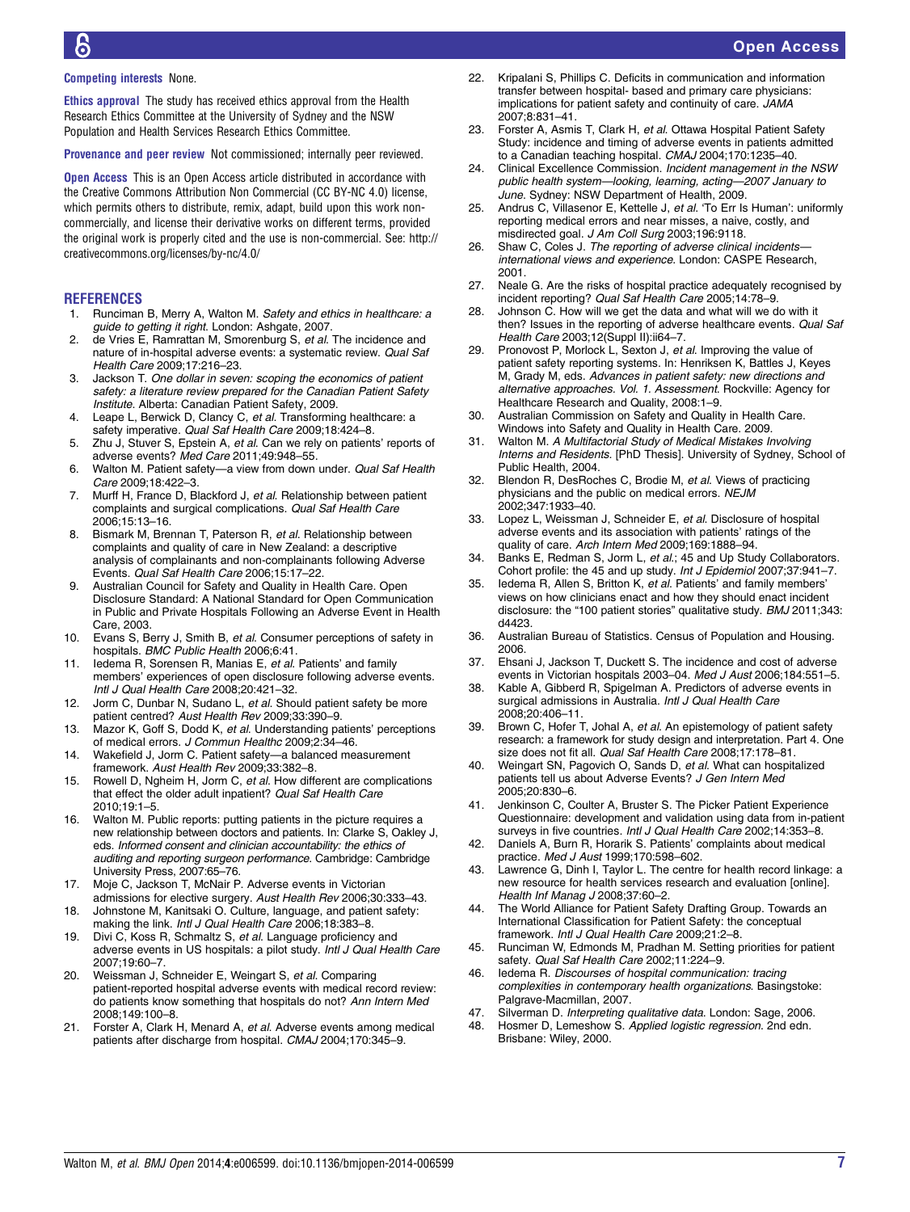**Competing interests** None.

**Ethics approval** The study has received ethics approval from the Health Research Ethics Committee at the University of Sydney and the NSW Population and Health Services Research Ethics Committee.

**Provenance and peer review** Not commissioned; internally peer reviewed.

**Open Access** This is an Open Access article distributed in accordance with the Creative Commons Attribution Non Commercial (CC BY-NC 4.0) license, which permits others to distribute, remix, adapt, build upon this work non-commercially, and license their derivative works on different terms, provided the original work is properly cited and the use is non-commercial. See: http://creativecommons.org/licenses/by-nc/4.0/

## REFERENCES

1. Runciman B, Merry A, Walton M. *Safety and ethics in healthcare: a guide to getting it right*. London: Ashgate, 2007.
2. de Vries E, Ramrattan M, Smorenburg S, *et al*. The incidence and nature of in-hospital adverse events: a systematic review. *Qual Saf Health Care* 2009;17:216–23.
3. Jackson T. *One dollar in seven: scoping the economics of patient safety: a literature review prepared for the Canadian Patient Safety Institute*. Alberta: Canadian Patient Safety, 2009.
4. Leape L, Berwick D, Clancy C, *et al*. Transforming healthcare: a safety imperative. *Qual Saf Health Care* 2009;18:424–8.
5. Zhu J, Stuver S, Epstein A, *et al*. Can we rely on patients' reports of adverse events? *Med Care* 2011;49:948–55.
6. Walton M. Patient safety—a view from down under. *Qual Saf Health Care* 2009;18:422–3.
7. Murff H, France D, Blackford J, *et al*. Relationship between patient complaints and surgical complications. *Qual Saf Health Care* 2006;15:13–16.
8. Bismark M, Brennan T, Paterson R, *et al*. Relationship between complaints and quality of care in New Zealand: a descriptive analysis of complainants and non-complainants following Adverse Events. *Qual Saf Health Care* 2006;15:17–22.
9. Australian Council for Safety and Quality in Health Care. Open Disclosure Standard: A National Standard for Open Communication in Public and Private Hospitals Following an Adverse Event in Health Care, 2003.
10. Evans S, Berry J, Smith B, *et al*. Consumer perceptions of safety in hospitals. *BMC Public Health* 2006;6:41.
11. Iedema R, Sorensen R, Manias E, *et al*. Patients' and family members' experiences of open disclosure following adverse events. *Intl J Qual Health Care* 2008;20:421–32.
12. Jorm C, Dunbar N, Sudano L, *et al*. Should patient safety be more patient centred? *Aust Health Rev* 2009;33:390–9.
13. Mazor K, Goff S, Dodd K, *et al*. Understanding patients' perceptions of medical errors. *J Commun Healthc* 2009;2:34–46.
14. Wakefield J, Jorm C. Patient safety—a balanced measurement framework. *Aust Health Rev* 2009;33:382–8.
15. Rowell D, Ngheim H, Jorm C, *et al*. How different are complications that effect the older adult inpatient? *Qual Saf Health Care* 2010;19:1–5.
16. Walton M. Public reports: putting patients in the picture requires a new relationship between doctors and patients. In: Clarke S, Oakley J, eds. *Informed consent and clinician accountability: the ethics of auditing and reporting surgeon performance*. Cambridge: Cambridge University Press, 2007:65–76.
17. Moje C, Jackson T, McNair P. Adverse events in Victorian admissions for elective surgery. *Aust Health Rev* 2006;30:333–43.
18. Johnstone M, Kanitsaki O. Culture, language, and patient safety: making the link. *Intl J Qual Health Care* 2006;18:383–8.
19. Divi C, Koss R, Schmaltz S, *et al*. Language proficiency and adverse events in US hospitals: a pilot study. *Intl J Qual Health Care* 2007;19:60–7.
20. Weissman J, Schneider E, Weingart S, *et al*. Comparing patient-reported hospital adverse events with medical record review: do patients know something that hospitals do not? *Ann Intern Med* 2008;149:100–8.
21. Forster A, Clark H, Menard A, *et al*. Adverse events among medical patients after discharge from hospital. *CMAJ* 2004;170:345–9.
22. Kripalani S, Phillips C. Deficits in communication and information transfer between hospital- based and primary care physicians: implications for patient safety and continuity of care. *JAMA* 2007;8:831–41.
23. Forster A, Asmis T, Clark H, *et al*. Ottawa Hospital Patient Safety Study: incidence and timing of adverse events in patients admitted to a Canadian teaching hospital. *CMAJ* 2004;170:1235–40.
24. Clinical Excellence Commission. *Incident management in the NSW public health system—looking, learning, acting—2007 January to June*. Sydney: NSW Department of Health, 2009.
25. Andrus C, Villasenor E, Kettelle J, *et al*. 'To Err Is Human': uniformly reporting medical errors and near misses, a naive, costly, and misdirected goal. *J Am Coll Surg* 2003;196:9118.
26. Shaw C, Coles J. *The reporting of adverse clinical incidents—international views and experience*. London: CASPE Research, 2001.
27. Neale G. Are the risks of hospital practice adequately recognised by incident reporting? *Qual Saf Health Care* 2005;14:78–9.
28. Johnson C. How will we get the data and what will we do with it then? Issues in the reporting of adverse healthcare events. *Qual Saf Health Care* 2003;12(Suppl II):ii64–7.
29. Pronovost P, Morlock L, Sexton J, *et al*. Improving the value of patient safety reporting systems. In: Henriksen K, Battles J, Keyes M, Grady M, eds. *Advances in patient safety: new directions and alternative approaches. Vol. 1. Assessment*. Rockville: Agency for Healthcare Research and Quality, 2008:1–9.
30. Australian Commission on Safety and Quality in Health Care. Windows into Safety and Quality in Health Care. 2009.
31. Walton M. *A Multifactorial Study of Medical Mistakes Involving Interns and Residents*. [PhD Thesis]. University of Sydney, School of Public Health, 2004.
32. Blendon R, DesRoches C, Brodie M, *et al*. Views of practicing physicians and the public on medical errors. *NEJM* 2002;347:1933–40.
33. Lopez L, Weissman J, Schneider E, *et al*. Disclosure of hospital adverse events and its association with patients' ratings of the quality of care. *Arch Intern Med* 2009;169:1888–94.
34. Banks E, Redman S, Jorm L, *et al*.; 45 and Up Study Collaborators. Cohort profile: the 45 and up study. *Int J Epidemiol* 2007;37:941–7.
35. Iedema R, Allen S, Britton K, *et al*. Patients' and family members' views on how clinicians enact and how they should enact incident disclosure: the "100 patient stories" qualitative study. *BMJ* 2011;343:d4423.
36. Australian Bureau of Statistics. Census of Population and Housing. 2006.
37. Ehsani J, Jackson T, Duckett S. The incidence and cost of adverse events in Victorian hospitals 2003–04. *Med J Aust* 2006;184:551–5.
38. Kable A, Gibberd R, Spigelman A. Predictors of adverse events in surgical admissions in Australia. *Intl J Qual Health Care* 2008;20:406–11.
39. Brown C, Hofer T, Johal A, *et al*. An epistemology of patient safety research: a framework for study design and interpretation. Part 4. One size does not fit all. *Qual Saf Health Care* 2008;17:178–81.
40. Weingart SN, Pagovich O, Sands D, *et al*. What can hospitalized patients tell us about Adverse Events? *J Gen Intern Med* 2005;20:830–6.
41. Jenkinson C, Coulter A, Bruster S. The Picker Patient Experience Questionnaire: development and validation using data from in-patient surveys in five countries. *Intl J Qual Health Care* 2002;14:353–8.
42. Daniels A, Burn R, Horarik S. Patients' complaints about medical practice. *Med J Aust* 1999;170:598–602.
43. Lawrence G, Dinh I, Taylor L. The centre for health record linkage: a new resource for health services research and evaluation [online]. *Health Inf Manag J* 2008;37:60–2.
44. The World Alliance for Patient Safety Drafting Group. Towards an International Classification for Patient Safety: the conceptual framework. *Intl J Qual Health Care* 2009;21:2–8.
45. Runciman W, Edmonds M, Pradhan M. Setting priorities for patient safety. *Qual Saf Health Care* 2002;11:224–9.
46. Iedema R. *Discourses of hospital communication: tracing complexities in contemporary health organizations*. Basingstoke: Palgrave-Macmillan, 2007.
47. Silverman D. *Interpreting qualitative data*. London: Sage, 2006.
48. Hosmer D, Lemeshow S. *Applied logistic regression*. 2nd edn. Brisbane: Wiley, 2000.